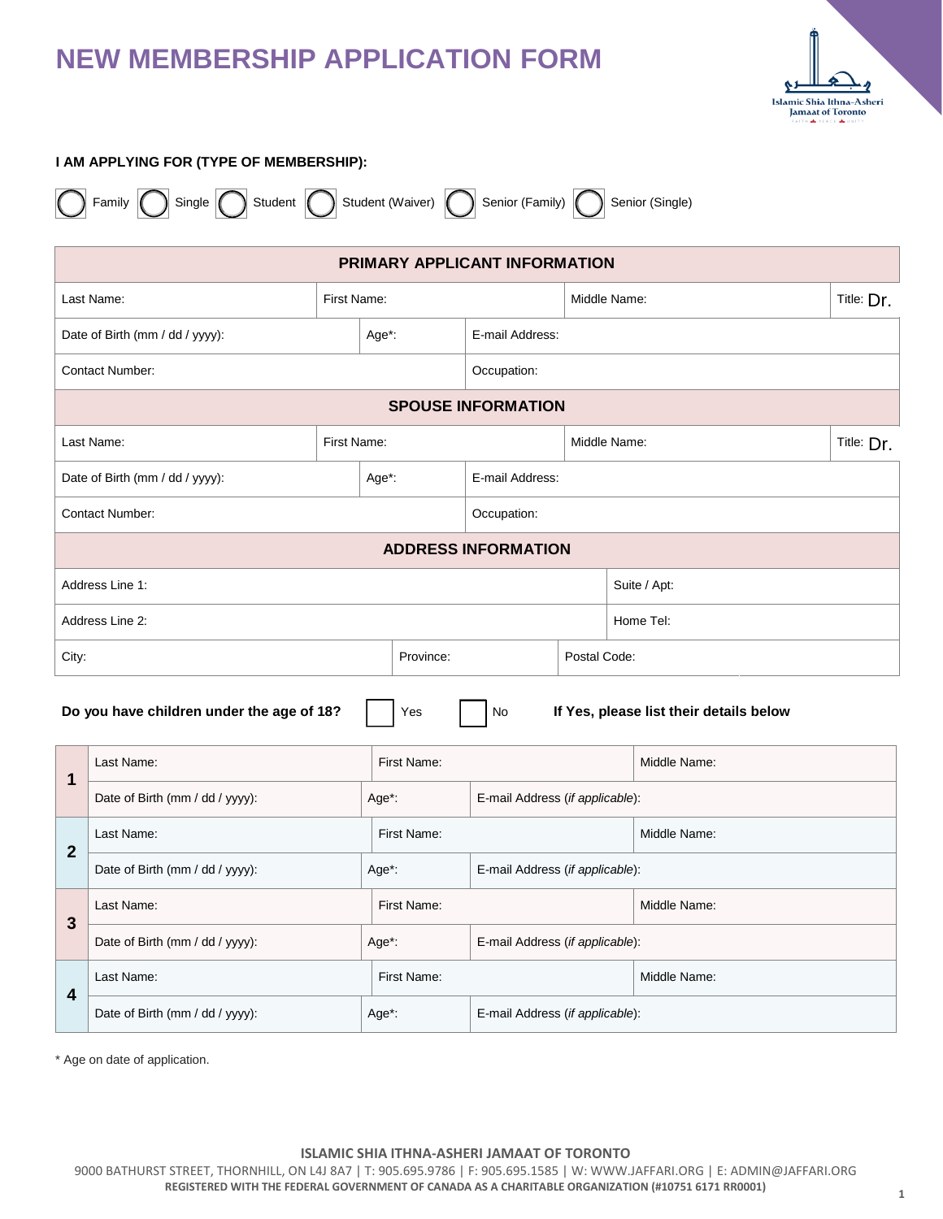# NEW MEMBERSHIP APPLICATION FORM

Islamic Shia Ithna-Asheri Jamaat of Toronto

**I AM APPLYING FOR (TYPE OF MEMBERSHIP):**

◯ Family ◯ Single ◯ Student ◯ Student (Waiver) ◯ Senior (Family) ◯ Senior (Single)

| **PRIMARY APPLICANT INFORMATION** | | | |
|---|---|---|---|
| Last Name: | First Name: | Middle Name: | Title: Dr. |
| Date of Birth (mm / dd / yyyy): | Age*: | E-mail Address: | |
| Contact Number: | | Occupation: | |
| **SPOUSE INFORMATION** | | | |
| Last Name: | First Name: | Middle Name: | Title: Dr. |
| Date of Birth (mm / dd / yyyy): | Age*: | E-mail Address: | |
| Contact Number: | | Occupation: | |
| **ADDRESS INFORMATION** | | | |
| Address Line 1: | | | Suite / Apt: |
| Address Line 2: | | | Home Tel: |
| City: | Province: | Postal Code: | |

**Do you have children under the age of 18?** ☐ Yes ☐ No **If Yes, please list their details below**

| | | | |
|---|---|---|---|
| **1** | Last Name: | First Name: | Middle Name: |
| | Date of Birth (mm / dd / yyyy): | Age*: | E-mail Address (*if applicable*): |
| **2** | Last Name: | First Name: | Middle Name: |
| | Date of Birth (mm / dd / yyyy): | Age*: | E-mail Address (*if applicable*): |
| **3** | Last Name: | First Name: | Middle Name: |
| | Date of Birth (mm / dd / yyyy): | Age*: | E-mail Address (*if applicable*): |
| **4** | Last Name: | First Name: | Middle Name: |
| | Date of Birth (mm / dd / yyyy): | Age*: | E-mail Address (*if applicable*): |

* Age on date of application.

**ISLAMIC SHIA ITHNA-ASHERI JAMAAT OF TORONTO**

9000 BATHURST STREET, THORNHILL, ON L4J 8A7 | T: 905.695.9786 | F: 905.695.1585 | W: WWW.JAFFARI.ORG | E: ADMIN@JAFFARI.ORG

**REGISTERED WITH THE FEDERAL GOVERNMENT OF CANADA AS A CHARITABLE ORGANIZATION (#10751 6171 RR0001)**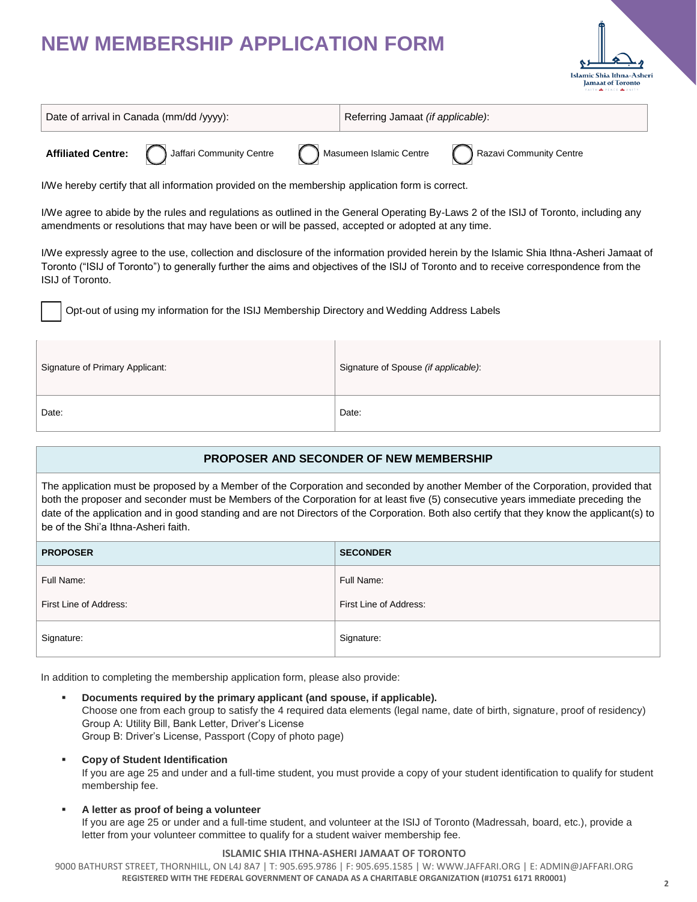# NEW MEMBERSHIP APPLICATION FORM

| Date of arrival in Canada (mm/dd /yyyy): | Referring Jamaat *(if applicable)*: |
|---|---|

**Affiliated Centre:** ◯ Jaffari Community Centre ◯ Masumeen Islamic Centre ◯ Razavi Community Centre

I/We hereby certify that all information provided on the membership application form is correct.

I/We agree to abide by the rules and regulations as outlined in the General Operating By-Laws 2 of the ISIJ of Toronto, including any amendments or resolutions that may have been or will be passed, accepted or adopted at any time.

I/We expressly agree to the use, collection and disclosure of the information provided herein by the Islamic Shia Ithna-Asheri Jamaat of Toronto ("ISIJ of Toronto") to generally further the aims and objectives of the ISIJ of Toronto and to receive correspondence from the ISIJ of Toronto.

☐ Opt-out of using my information for the ISIJ Membership Directory and Wedding Address Labels

| Signature of Primary Applicant: | Signature of Spouse *(if applicable)*: |
|---|---|
| Date: | Date: |

## PROPOSER AND SECONDER OF NEW MEMBERSHIP

The application must be proposed by a Member of the Corporation and seconded by another Member of the Corporation, provided that both the proposer and seconder must be Members of the Corporation for at least five (5) consecutive years immediate preceding the date of the application and in good standing and are not Directors of the Corporation. Both also certify that they know the applicant(s) to be of the Shi'a Ithna-Asheri faith.

| **PROPOSER** | **SECONDER** |
|---|---|
| Full Name:<br>First Line of Address: | Full Name:<br>First Line of Address: |
| Signature: | Signature: |

In addition to completing the membership application form, please also provide:

- **Documents required by the primary applicant (and spouse, if applicable).**
  Choose one from each group to satisfy the 4 required data elements (legal name, date of birth, signature, proof of residency)
  Group A: Utility Bill, Bank Letter, Driver's License
  Group B: Driver's License, Passport (Copy of photo page)

- **Copy of Student Identification**
  If you are age 25 and under and a full-time student, you must provide a copy of your student identification to qualify for student membership fee.

- **A letter as proof of being a volunteer**
  If you are age 25 or under and a full-time student, and volunteer at the ISIJ of Toronto (Madressah, board, etc.), provide a letter from your volunteer committee to qualify for a student waiver membership fee.

**ISLAMIC SHIA ITHNA-ASHERI JAMAAT OF TORONTO**
9000 BATHURST STREET, THORNHILL, ON L4J 8A7 | T: 905.695.9786 | F: 905.695.1585 | W: WWW.JAFFARI.ORG | E: ADMIN@JAFFARI.ORG
**REGISTERED WITH THE FEDERAL GOVERNMENT OF CANADA AS A CHARITABLE ORGANIZATION (#10751 6171 RR0001)**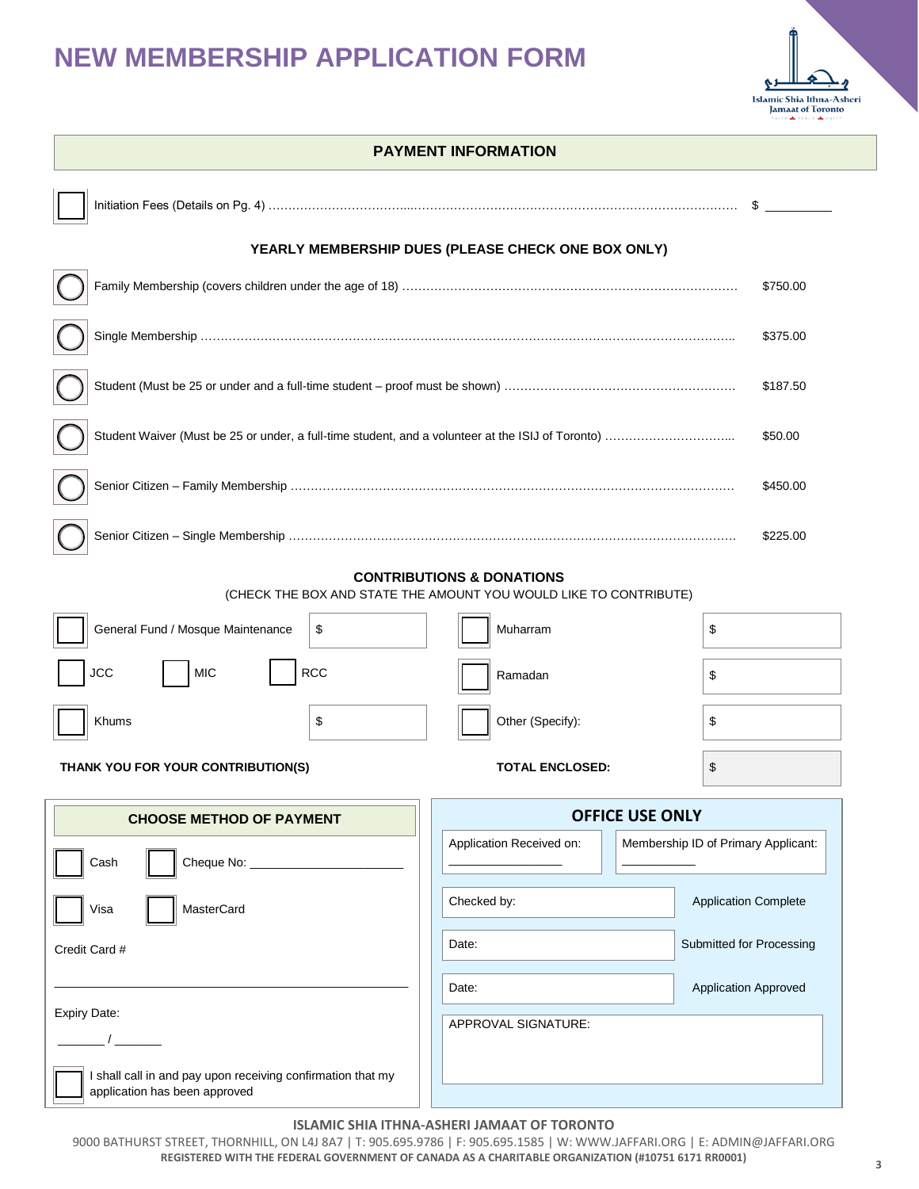# NEW MEMBERSHIP APPLICATION FORM

Islamic Shia Ithna-Asheri Jamaat of Toronto

## PAYMENT INFORMATION

☐ Initiation Fees (Details on Pg. 4) ............................................................ $ ________

### YEARLY MEMBERSHIP DUES (PLEASE CHECK ONE BOX ONLY)

| | | |
|---|---|---|
| ○ | Family Membership (covers children under the age of 18) .................... | $750.00 |
| ○ | Single Membership .................... | $375.00 |
| ○ | Student (Must be 25 or under and a full-time student – proof must be shown) .................... | $187.50 |
| ○ | Student Waiver (Must be 25 or under, a full-time student, and a volunteer at the ISIJ of Toronto) .................... | $50.00 |
| ○ | Senior Citizen – Family Membership .................... | $450.00 |
| ○ | Senior Citizen – Single Membership .................... | $225.00 |

### CONTRIBUTIONS & DONATIONS

(CHECK THE BOX AND STATE THE AMOUNT YOU WOULD LIKE TO CONTRIBUTE)

| | | | |
|---|---|---|---|
| ☐ General Fund / Mosque Maintenance | $ | ☐ Muharram | $ |
| ☐ JCC ☐ MIC ☐ RCC | | ☐ Ramadan | $ |
| ☐ Khums | $ | ☐ Other (Specify): | $ |

**THANK YOU FOR YOUR CONTRIBUTION(S)**

**TOTAL ENCLOSED:** $

### CHOOSE METHOD OF PAYMENT

☐ Cash ☐ Cheque No: ____________________

☐ Visa ☐ MasterCard

Credit Card #

________________________________________

Expiry Date:

______ / ______

☐ I shall call in and pay upon receiving confirmation that my application has been approved

### OFFICE USE ONLY

| | |
|---|---|
| Application Received on: ______________ | Membership ID of Primary Applicant: __________ |
| Checked by: | Application Complete |
| Date: | Submitted for Processing |
| Date: | Application Approved |
| APPROVAL SIGNATURE: | |

**ISLAMIC SHIA ITHNA-ASHERI JAMAAT OF TORONTO**

9000 BATHURST STREET, THORNHILL, ON L4J 8A7 | T: 905.695.9786 | F: 905.695.1585 | W: WWW.JAFFARI.ORG | E: ADMIN@JAFFARI.ORG

**REGISTERED WITH THE FEDERAL GOVERNMENT OF CANADA AS A CHARITABLE ORGANIZATION (#10751 6171 RR0001)**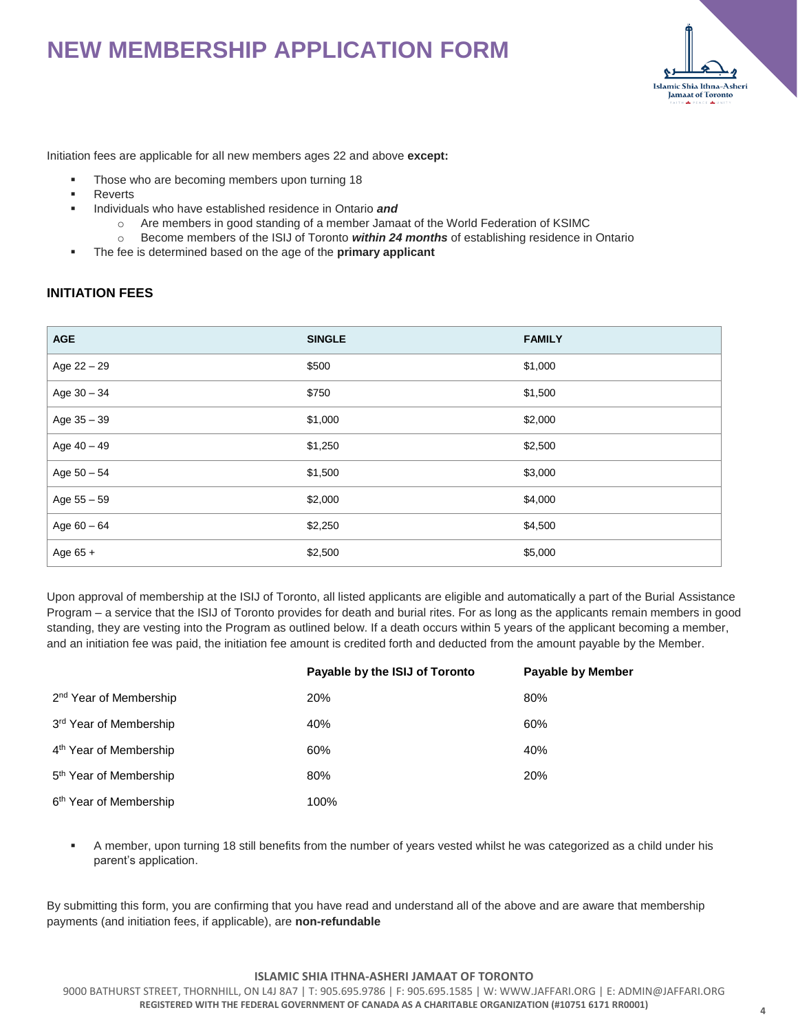# NEW MEMBERSHIP APPLICATION FORM

Initiation fees are applicable for all new members ages 22 and above **except:**

- Those who are becoming members upon turning 18
- Reverts
- Individuals who have established residence in Ontario ***and***
  - Are members in good standing of a member Jamaat of the World Federation of KSIMC
  - Become members of the ISIJ of Toronto ***within 24 months*** of establishing residence in Ontario
- The fee is determined based on the age of the **primary applicant**

### INITIATION FEES

| AGE | SINGLE | FAMILY |
|---|---|---|
| Age 22 – 29 | $500 | $1,000 |
| Age 30 – 34 | $750 | $1,500 |
| Age 35 – 39 | $1,000 | $2,000 |
| Age 40 – 49 | $1,250 | $2,500 |
| Age 50 – 54 | $1,500 | $3,000 |
| Age 55 – 59 | $2,000 | $4,000 |
| Age 60 – 64 | $2,250 | $4,500 |
| Age 65 + | $2,500 | $5,000 |

Upon approval of membership at the ISIJ of Toronto, all listed applicants are eligible and automatically a part of the Burial Assistance Program – a service that the ISIJ of Toronto provides for death and burial rites. For as long as the applicants remain members in good standing, they are vesting into the Program as outlined below. If a death occurs within 5 years of the applicant becoming a member, and an initiation fee was paid, the initiation fee amount is credited forth and deducted from the amount payable by the Member.

| | Payable by the ISIJ of Toronto | Payable by Member |
|---|---|---|
| 2nd Year of Membership | 20% | 80% |
| 3rd Year of Membership | 40% | 60% |
| 4th Year of Membership | 60% | 40% |
| 5th Year of Membership | 80% | 20% |
| 6th Year of Membership | 100% | |

- A member, upon turning 18 still benefits from the number of years vested whilst he was categorized as a child under his parent's application.

By submitting this form, you are confirming that you have read and understand all of the above and are aware that membership payments (and initiation fees, if applicable), are **non-refundable**